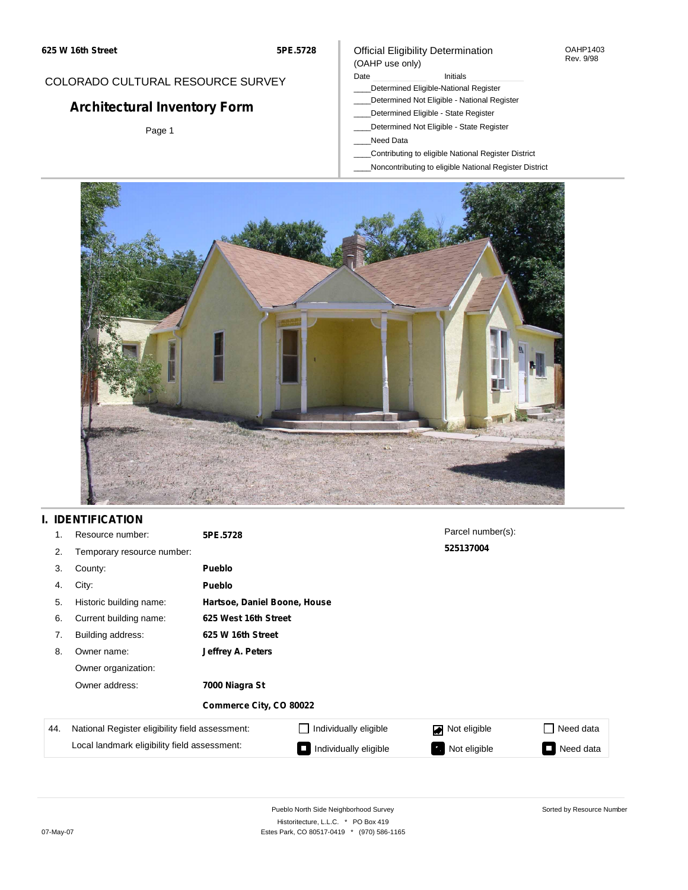625 W 16th Street

5PE.5728

COLORADO CULTURAL RESOURCE SURVEY

# Architectural Inventory Form

Official Eligibility Determination
(OAHP use only)

OAHP1403
Rev. 9/98

Date ____________ Initials ____________

____Determined Eligible-National Register
____Determined Not Eligible - National Register
____Determined Eligible - State Register
____Determined Not Eligible - State Register
____Need Data
____Contributing to eligible National Register District
____Noncontributing to eligible National Register District

## I. IDENTIFICATION

1. Resource number: **5PE.5728**
2. Temporary resource number:
3. County: **Pueblo**
4. City: **Pueblo**
5. Historic building name: **Hartsoe, Daniel Boone, House**
6. Current building name: **625 West 16th Street**
7. Building address: **625 W 16th Street**
8. Owner name: **Jeffrey A. Peters**
   Owner organization:
   Owner address: **7000 Niagra St**
   **Commerce City, CO 80022**

Parcel number(s): **525137004**

| 44. | National Register eligibility field assessment: | ☐ Individually eligible | ☑ Not eligible | ☐ Need data |
|---|---|---|---|---|
| | Local landmark eligibility field assessment: | ☐ Individually eligible | ☑ Not eligible | ☐ Need data |

Pueblo North Side Neighborhood Survey
Historitecture, L.L.C. * PO Box 419
Estes Park, CO 80517-0419 * (970) 586-1165

Sorted by Resource Number

07-May-07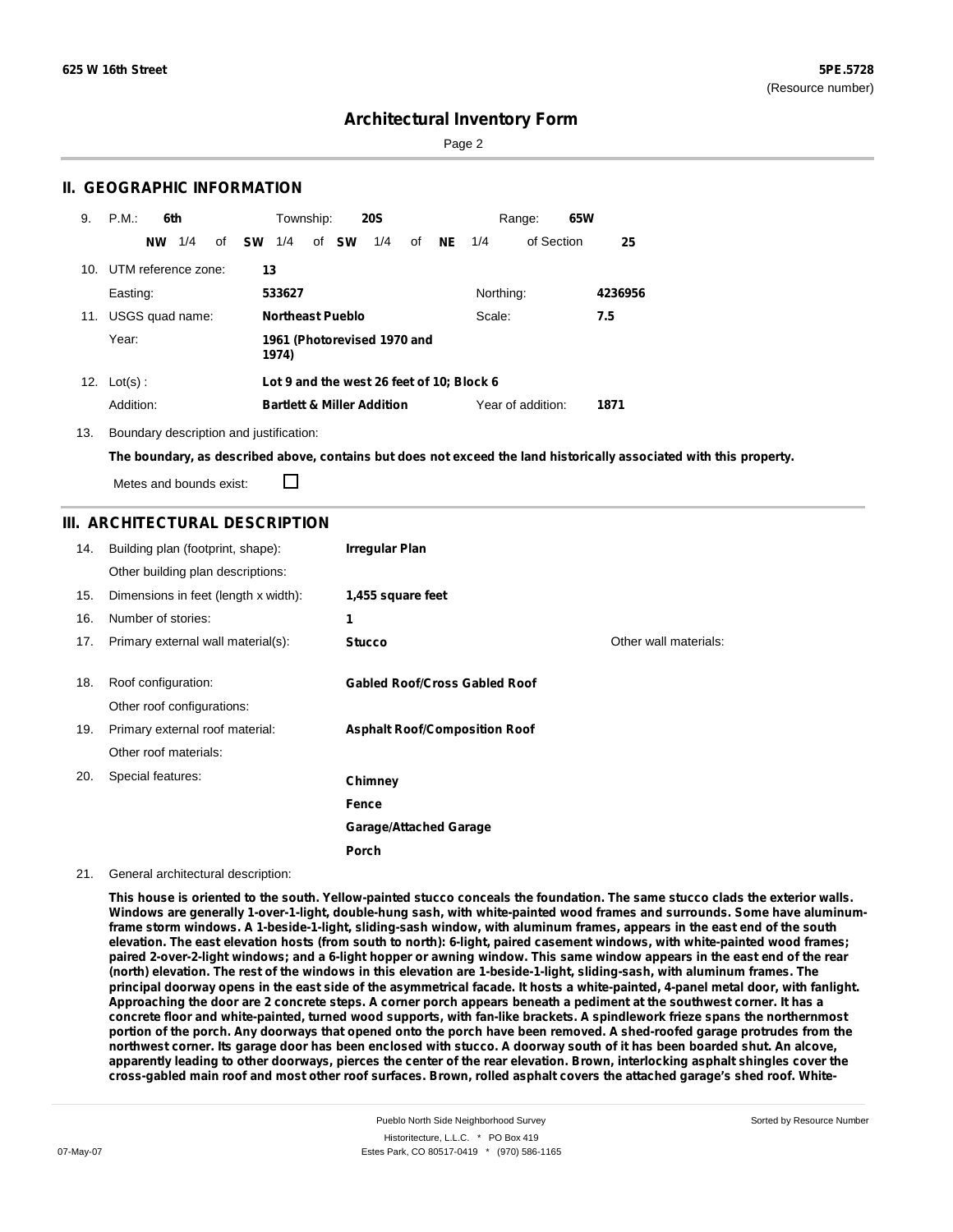**625 W 16th Street** **5PE.5728**
(Resource number)

# Architectural Inventory Form

## II. GEOGRAPHIC INFORMATION

9. P.M.: **6th** Township: **20S** Range: **65W**
**NW** 1/4 of **SW** 1/4 of **SW** 1/4 of **NE** 1/4 of Section **25**

10. UTM reference zone: **13**
Easting: **533627** Northing: **4236956**

11. USGS quad name: **Northeast Pueblo** Scale: **7.5**
Year: **1961 (Photorevised 1970 and 1974)**

12. Lot(s): **Lot 9 and the west 26 feet of 10; Block 6**
Addition: **Bartlett & Miller Addition** Year of addition: **1871**

13. Boundary description and justification:
**The boundary, as described above, contains but does not exceed the land historically associated with this property.**
Metes and bounds exist: ☐

## III. ARCHITECTURAL DESCRIPTION

14. Building plan (footprint, shape): **Irregular Plan**
Other building plan descriptions:

15. Dimensions in feet (length x width): **1,455 square feet**

16. Number of stories: **1**

17. Primary external wall material(s): **Stucco** Other wall materials:

18. Roof configuration: **Gabled Roof/Cross Gabled Roof**
Other roof configurations:

19. Primary external roof material: **Asphalt Roof/Composition Roof**
Other roof materials:

20. Special features:
**Chimney**
**Fence**
**Garage/Attached Garage**
**Porch**

21. General architectural description:

**This house is oriented to the south. Yellow-painted stucco conceals the foundation. The same stucco clads the exterior walls. Windows are generally 1-over-1-light, double-hung sash, with white-painted wood frames and surrounds. Some have aluminum-frame storm windows. A 1-beside-1-light, sliding-sash window, with aluminum frames, appears in the east end of the south elevation. The east elevation hosts (from south to north): 6-light, paired casement windows, with white-painted wood frames; paired 2-over-2-light windows; and a 6-light hopper or awning window. This same window appears in the east end of the rear (north) elevation. The rest of the windows in this elevation are 1-beside-1-light, sliding-sash, with aluminum frames. The principal doorway opens in the east side of the asymmetrical facade. It hosts a white-painted, 4-panel metal door, with fanlight. Approaching the door are 2 concrete steps. A corner porch appears beneath a pediment at the southwest corner. It has a concrete floor and white-painted, turned wood supports, with fan-like brackets. A spindlework frieze spans the northernmost portion of the porch. Any doorways that opened onto the porch have been removed. A shed-roofed garage protrudes from the northwest corner. Its garage door has been enclosed with stucco. A doorway south of it has been boarded shut. An alcove, apparently leading to other doorways, pierces the center of the rear elevation. Brown, interlocking asphalt shingles cover the cross-gabled main roof and most other roof surfaces. Brown, rolled asphalt covers the attached garage's shed roof. White-**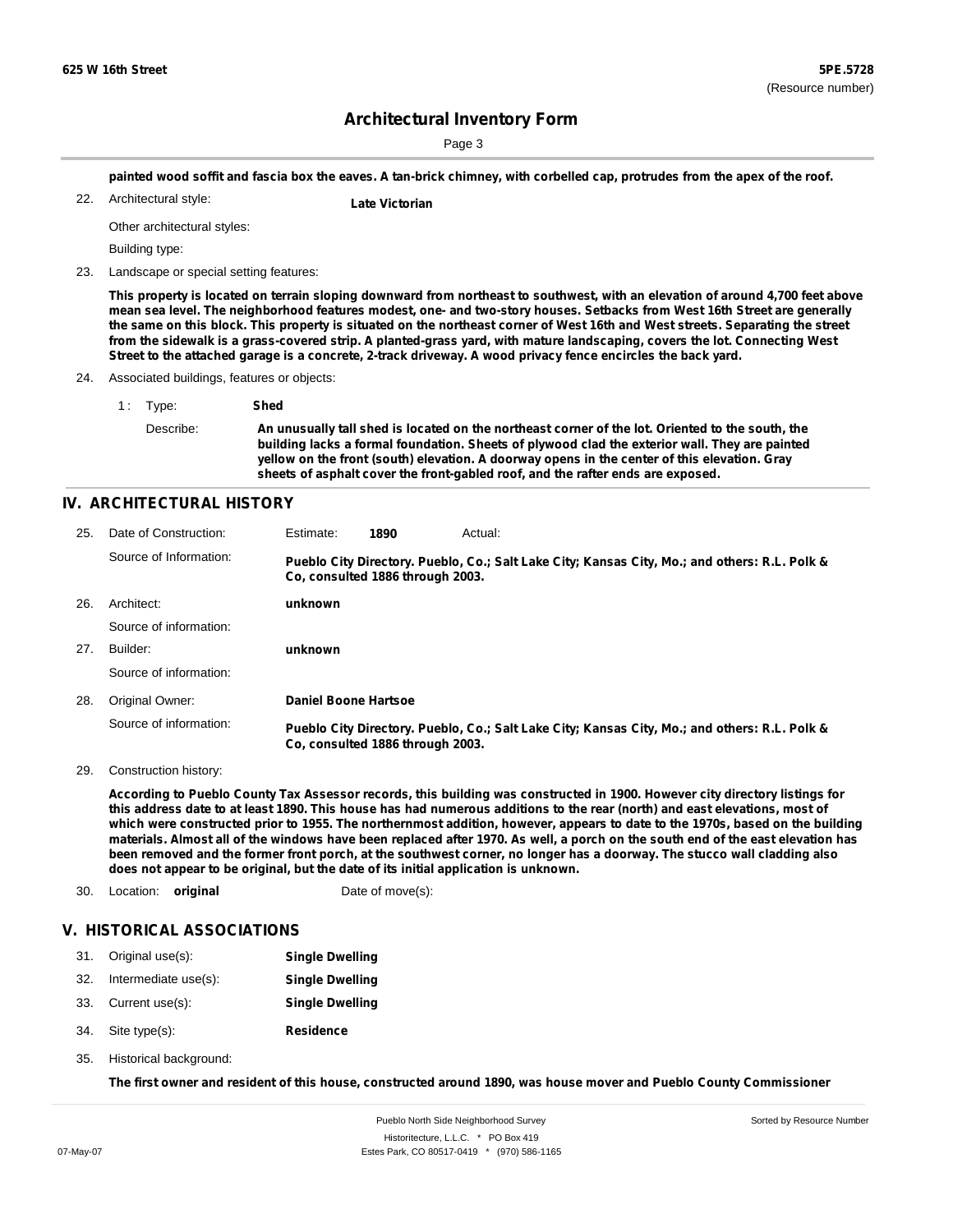painted wood soffit and fascia box the eaves. A tan-brick chimney, with corbelled cap, protrudes from the apex of the roof.

22. Architectural style: **Late Victorian**

Other architectural styles:

Building type:

23. Landscape or special setting features:

**This property is located on terrain sloping downward from northeast to southwest, with an elevation of around 4,700 feet above mean sea level. The neighborhood features modest, one- and two-story houses. Setbacks from West 16th Street are generally the same on this block. This property is situated on the northeast corner of West 16th and West streets. Separating the street from the sidewalk is a grass-covered strip. A planted-grass yard, with mature landscaping, covers the lot. Connecting West Street to the attached garage is a concrete, 2-track driveway. A wood privacy fence encircles the back yard.**

24. Associated buildings, features or objects:

1 : Type: **Shed**

Describe: **An unusually tall shed is located on the northeast corner of the lot. Oriented to the south, the building lacks a formal foundation. Sheets of plywood clad the exterior wall. They are painted yellow on the front (south) elevation. A doorway opens in the center of this elevation. Gray sheets of asphalt cover the front-gabled roof, and the rafter ends are exposed.**

## IV. ARCHITECTURAL HISTORY

25. Date of Construction: Estimate: **1890** Actual:

Source of Information: **Pueblo City Directory. Pueblo, Co.; Salt Lake City; Kansas City, Mo.; and others: R.L. Polk & Co, consulted 1886 through 2003.**

26. Architect: **unknown**

Source of information:

27. Builder: **unknown**

Source of information:

28. Original Owner: **Daniel Boone Hartsoe**

Source of information: **Pueblo City Directory. Pueblo, Co.; Salt Lake City; Kansas City, Mo.; and others: R.L. Polk & Co, consulted 1886 through 2003.**

29. Construction history:

**According to Pueblo County Tax Assessor records, this building was constructed in 1900. However city directory listings for this address date to at least 1890. This house has had numerous additions to the rear (north) and east elevations, most of which were constructed prior to 1955. The northernmost addition, however, appears to date to the 1970s, based on the building materials. Almost all of the windows have been replaced after 1970. As well, a porch on the south end of the east elevation has been removed and the former front porch, at the southwest corner, no longer has a doorway. The stucco wall cladding also does not appear to be original, but the date of its initial application is unknown.**

30. Location: **original** Date of move(s):

## V. HISTORICAL ASSOCIATIONS

31. Original use(s): **Single Dwelling**
32. Intermediate use(s): **Single Dwelling**
33. Current use(s): **Single Dwelling**
34. Site type(s): **Residence**
35. Historical background:

**The first owner and resident of this house, constructed around 1890, was house mover and Pueblo County Commissioner**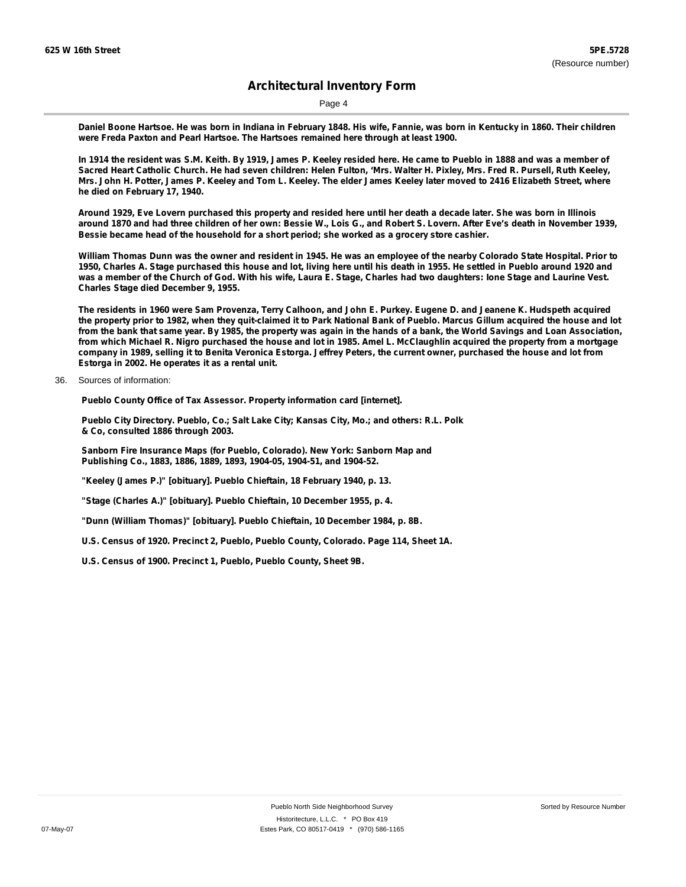**Daniel Boone Hartsoe. He was born in Indiana in February 1848. His wife, Fannie, was born in Kentucky in 1860. Their children were Freda Paxton and Pearl Hartsoe. The Hartsoes remained here through at least 1900.**

**In 1914 the resident was S.M. Keith. By 1919, James P. Keeley resided here. He came to Pueblo in 1888 and was a member of Sacred Heart Catholic Church. He had seven children: Helen Fulton, 'Mrs. Walter H. Pixley, Mrs. Fred R. Pursell, Ruth Keeley, Mrs. John H. Potter, James P. Keeley and Tom L. Keeley. The elder James Keeley later moved to 2416 Elizabeth Street, where he died on February 17, 1940.**

**Around 1929, Eve Lovern purchased this property and resided here until her death a decade later. She was born in Illinois around 1870 and had three children of her own: Bessie W., Lois G., and Robert S. Lovern. After Eve's death in November 1939, Bessie became head of the household for a short period; she worked as a grocery store cashier.**

**William Thomas Dunn was the owner and resident in 1945. He was an employee of the nearby Colorado State Hospital. Prior to 1950, Charles A. Stage purchased this house and lot, living here until his death in 1955. He settled in Pueblo around 1920 and was a member of the Church of God. With his wife, Laura E. Stage, Charles had two daughters: Ione Stage and Laurine Vest. Charles Stage died December 9, 1955.**

**The residents in 1960 were Sam Provenza, Terry Calhoon, and John E. Purkey. Eugene D. and Jeanene K. Hudspeth acquired the property prior to 1982, when they quit-claimed it to Park National Bank of Pueblo. Marcus Gillum acquired the house and lot from the bank that same year. By 1985, the property was again in the hands of a bank, the World Savings and Loan Association, from which Michael R. Nigro purchased the house and lot in 1985. Amel L. McClaughlin acquired the property from a mortgage company in 1989, selling it to Benita Veronica Estorga. Jeffrey Peters, the current owner, purchased the house and lot from Estorga in 2002. He operates it as a rental unit.**

36. Sources of information:

**Pueblo County Office of Tax Assessor. Property information card [internet].**

**Pueblo City Directory. Pueblo, Co.; Salt Lake City; Kansas City, Mo.; and others: R.L. Polk & Co, consulted 1886 through 2003.**

**Sanborn Fire Insurance Maps (for Pueblo, Colorado). New York: Sanborn Map and Publishing Co., 1883, 1886, 1889, 1893, 1904-05, 1904-51, and 1904-52.**

**"Keeley (James P.)" [obituary]. Pueblo Chieftain, 18 February 1940, p. 13.**

**"Stage (Charles A.)" [obituary]. Pueblo Chieftain, 10 December 1955, p. 4.**

**"Dunn (William Thomas)" [obituary]. Pueblo Chieftain, 10 December 1984, p. 8B.**

**U.S. Census of 1920. Precinct 2, Pueblo, Pueblo County, Colorado. Page 114, Sheet 1A.**

**U.S. Census of 1900. Precinct 1, Pueblo, Pueblo County, Sheet 9B.**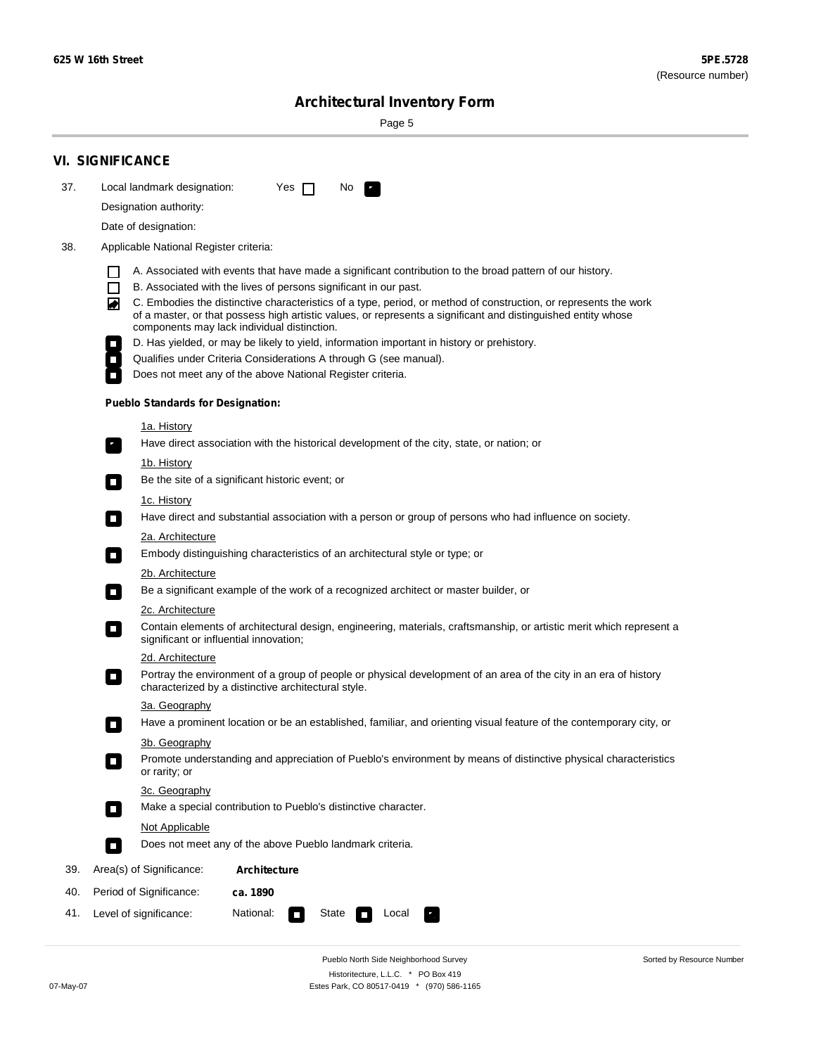## VI. SIGNIFICANCE

37. Local landmark designation: Yes ☐ No ☑

Designation authority:

Date of designation:

38. Applicable National Register criteria:

- ☐ A. Associated with events that have made a significant contribution to the broad pattern of our history.
- ☐ B. Associated with the lives of persons significant in our past.
- ☑ C. Embodies the distinctive characteristics of a type, period, or method of construction, or represents the work of a master, or that possess high artistic values, or represents a significant and distinguished entity whose components may lack individual distinction.
- ☐ D. Has yielded, or may be likely to yield, information important in history or prehistory.
- ☐ Qualifies under Criteria Considerations A through G (see manual).
- ☐ Does not meet any of the above National Register criteria.

**Pueblo Standards for Designation:**

1a. History

☑ Have direct association with the historical development of the city, state, or nation; or

1b. History

☐ Be the site of a significant historic event; or

1c. History

☐ Have direct and substantial association with a person or group of persons who had influence on society.

2a. Architecture

☐ Embody distinguishing characteristics of an architectural style or type; or

2b. Architecture

☐ Be a significant example of the work of a recognized architect or master builder, or

2c. Architecture

☐ Contain elements of architectural design, engineering, materials, craftsmanship, or artistic merit which represent a significant or influential innovation;

2d. Architecture

☐ Portray the environment of a group of people or physical development of an area of the city in an era of history characterized by a distinctive architectural style.

3a. Geography

☐ Have a prominent location or be an established, familiar, and orienting visual feature of the contemporary city, or

3b. Geography

☐ Promote understanding and appreciation of Pueblo's environment by means of distinctive physical characteristics or rarity; or

3c. Geography

☐ Make a special contribution to Pueblo's distinctive character.

Not Applicable

☐ Does not meet any of the above Pueblo landmark criteria.

39. Area(s) of Significance: **Architecture**

40. Period of Significance: **ca. 1890**

41. Level of significance: National: ☐ State ☐ Local ☑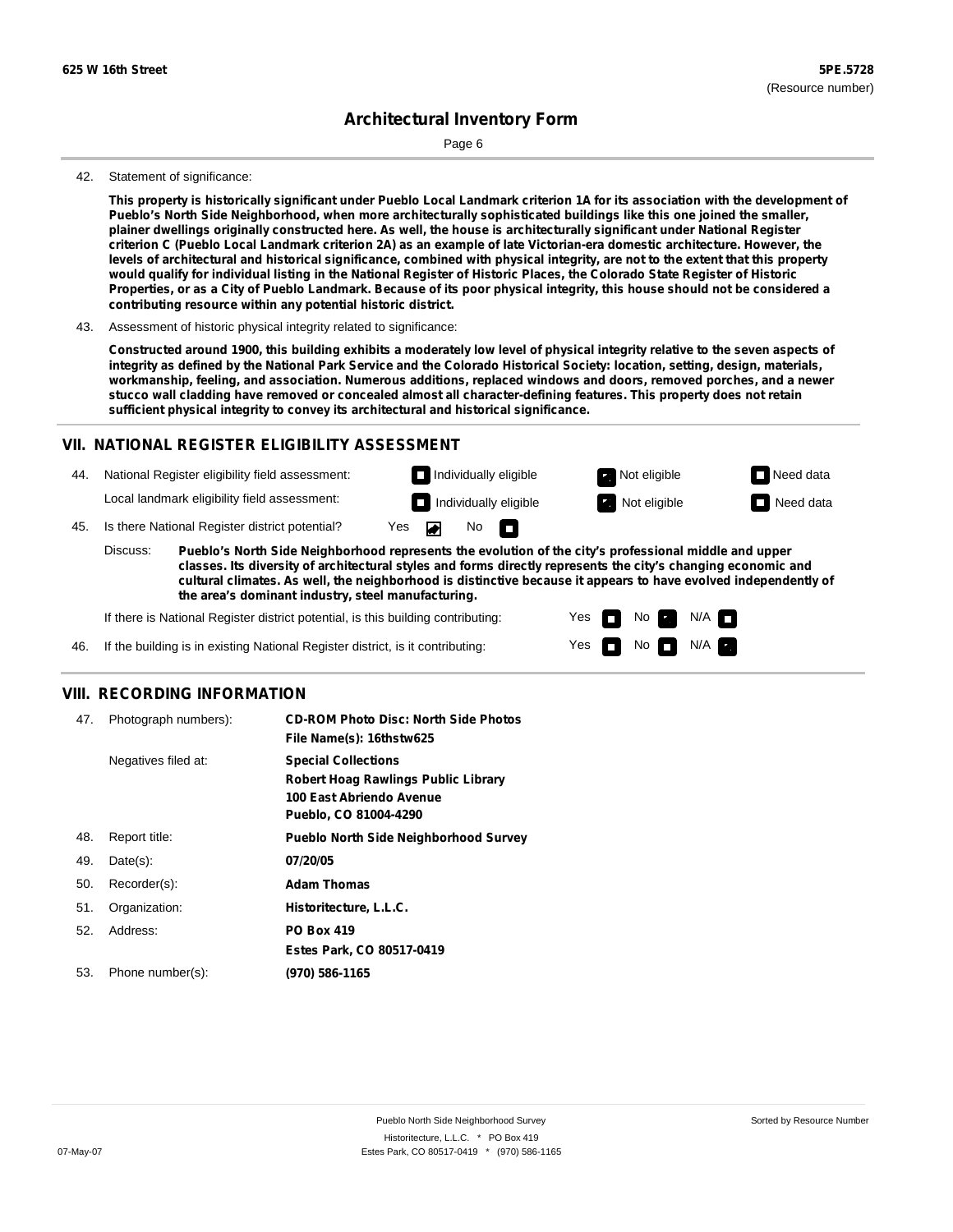**625 W 16th Street** | **5PE.5728** (Resource number)

## Architectural Inventory Form

42. Statement of significance:

**This property is historically significant under Pueblo Local Landmark criterion 1A for its association with the development of Pueblo's North Side Neighborhood, when more architecturally sophisticated buildings like this one joined the smaller, plainer dwellings originally constructed here. As well, the house is architecturally significant under National Register criterion C (Pueblo Local Landmark criterion 2A) as an example of late Victorian-era domestic architecture. However, the levels of architectural and historical significance, combined with physical integrity, are not to the extent that this property would qualify for individual listing in the National Register of Historic Places, the Colorado State Register of Historic Properties, or as a City of Pueblo Landmark. Because of its poor physical integrity, this house should not be considered a contributing resource within any potential historic district.**

43. Assessment of historic physical integrity related to significance:

**Constructed around 1900, this building exhibits a moderately low level of physical integrity relative to the seven aspects of integrity as defined by the National Park Service and the Colorado Historical Society: location, setting, design, materials, workmanship, feeling, and association. Numerous additions, replaced windows and doors, removed porches, and a newer stucco wall cladding have removed or concealed almost all character-defining features. This property does not retain sufficient physical integrity to convey its architectural and historical significance.**

## VII. NATIONAL REGISTER ELIGIBILITY ASSESSMENT

44. National Register eligibility field assessment: ☐ Individually eligible ☑ Not eligible ☐ Need data

Local landmark eligibility field assessment: ☐ Individually eligible ☑ Not eligible ☐ Need data

45. Is there National Register district potential? Yes ☑ No ☐

Discuss: **Pueblo's North Side Neighborhood represents the evolution of the city's professional middle and upper classes. Its diversity of architectural styles and forms directly represents the city's changing economic and cultural climates. As well, the neighborhood is distinctive because it appears to have evolved independently of the area's dominant industry, steel manufacturing.**

If there is National Register district potential, is this building contributing: Yes ☐ No ☑ N/A ☐

46. If the building is in existing National Register district, is it contributing: Yes ☐ No ☐ N/A ☑

## VIII. RECORDING INFORMATION

47. Photograph numbers): **CD-ROM Photo Disc: North Side Photos**
**File Name(s): 16thstw625**

Negatives filed at: **Special Collections**
**Robert Hoag Rawlings Public Library**
**100 East Abriendo Avenue**
**Pueblo, CO 81004-4290**

48. Report title: **Pueblo North Side Neighborhood Survey**

49. Date(s): **07/20/05**

50. Recorder(s): **Adam Thomas**

51. Organization: **Historitecture, L.L.C.**

52. Address: **PO Box 419**
**Estes Park, CO 80517-0419**

53. Phone number(s): **(970) 586-1165**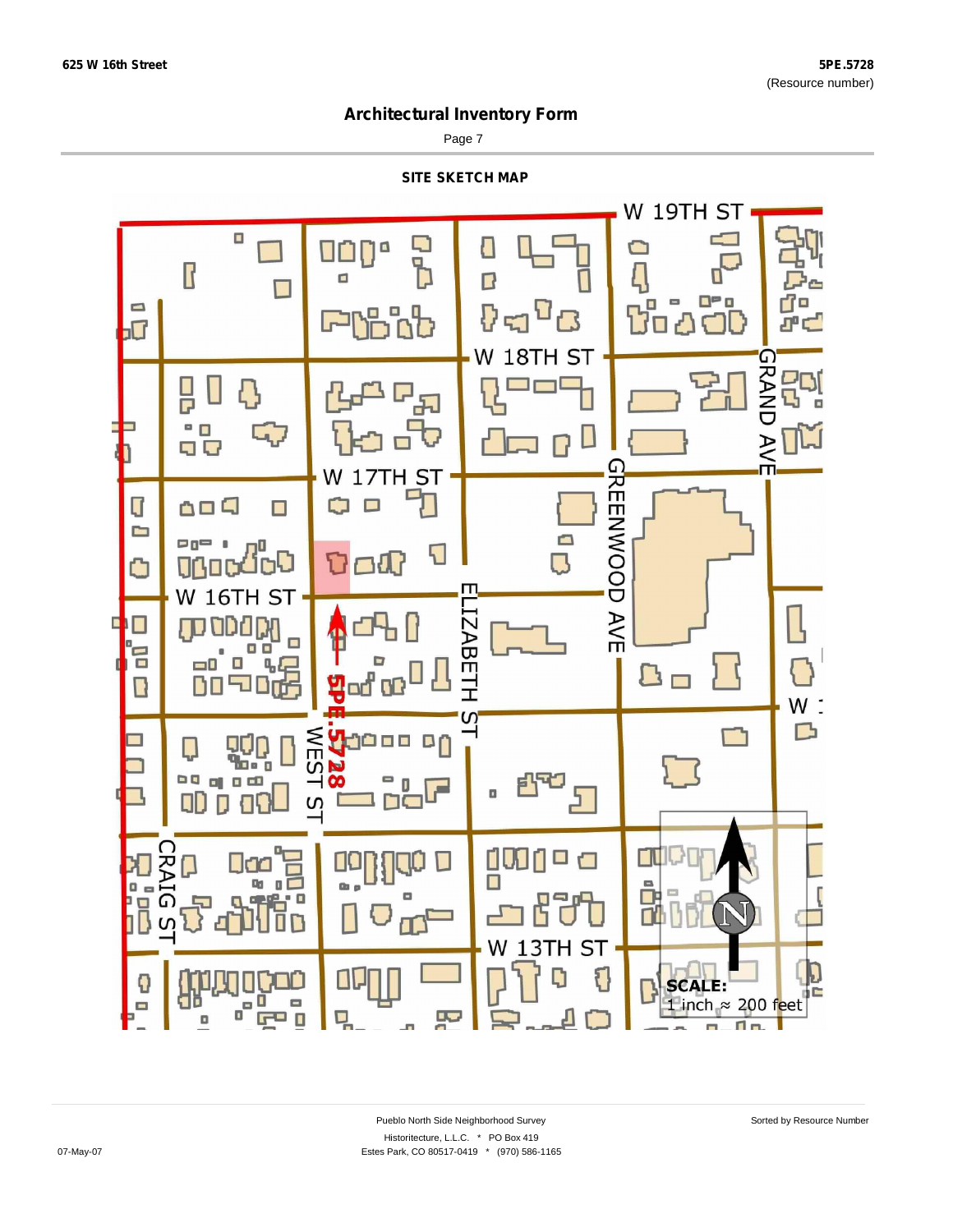# Architectural Inventory Form

## SITE SKETCH MAP

W 19TH ST

W 18TH ST

W 17TH ST

W 16TH ST

GRAND AVE

GREENWOOD AVE

ELIZABETH ST

WEST ST

CRAIG ST

W 13TH ST

5PE.5728

SCALE:
1 inch ≈ 200 feet

Pueblo North Side Neighborhood Survey
Historitecture, L.L.C. * PO Box 419
Estes Park, CO 80517-0419 * (970) 586-1165

Sorted by Resource Number

07-May-07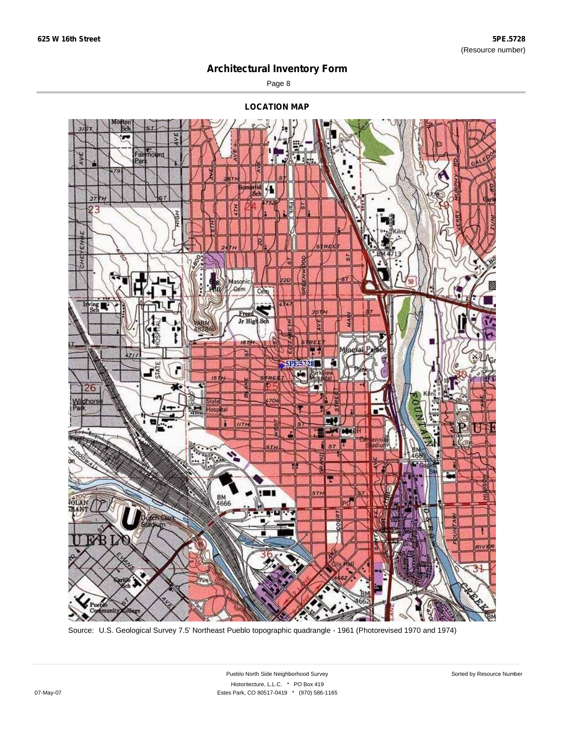# Architectural Inventory Form

## LOCATION MAP

Source: U.S. Geological Survey 7.5' Northeast Pueblo topographic quadrangle - 1961 (Photorevised 1970 and 1974)